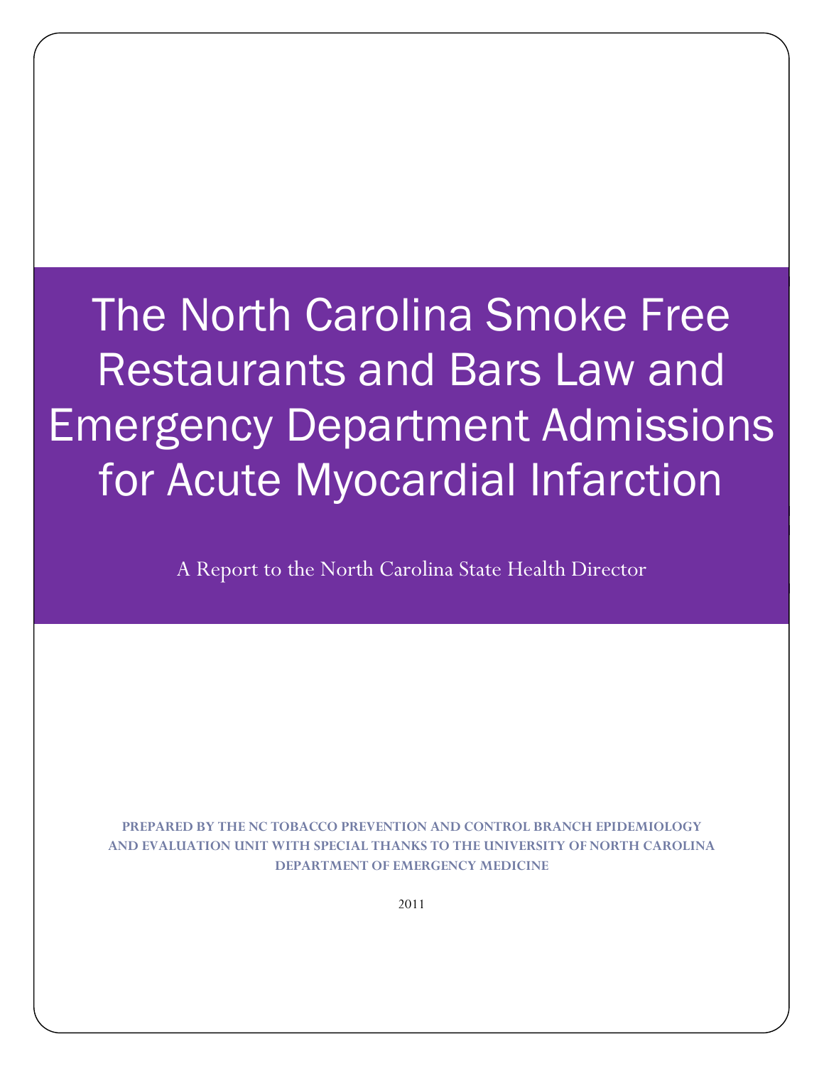# The North Carolina Smoke Free Restaurants and Bars Law and Emergency Department Admissions for Acute Myocardial Infarction

A Report to the North Carolina State Health Director

**PREPARED BY THE NC TOBACCO PREVENTION AND CONTROL BRANCH EPIDEMIOLOGY AND EVALUATION UNIT WITH SPECIAL THANKS TO THE UNIVERSITY OF NORTH CAROLINA DEPARTMENT OF EMERGENCY MEDICINE**

2011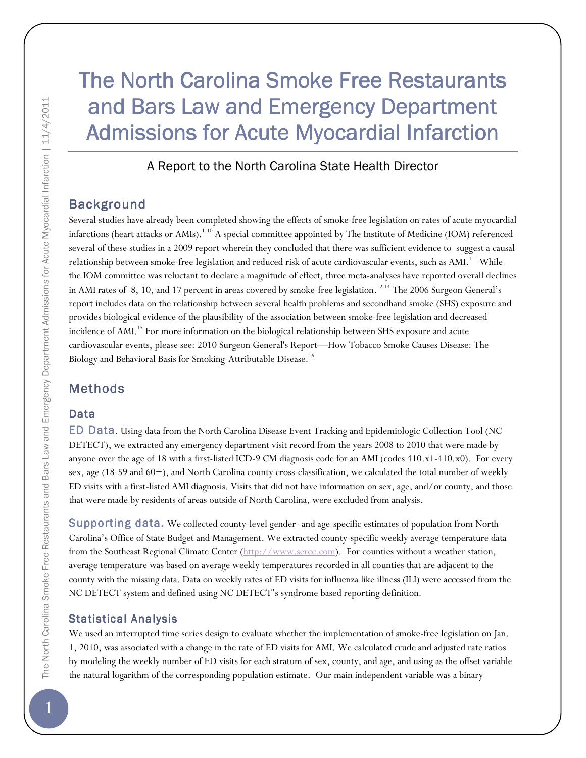# The North Carolina Smoke Free Restaurants and Bars Law and Emergency Department Admissions for Acute Myocardial Infarction

A Report to the North Carolina State Health Director

## Background

Several studies have already been completed showing the effects of smoke-free legislation on rates of acute myocardial infarctions (heart attacks or AMIs).[1-10] A special committee appointed by The Institute of Medicine (IOM) referenced several of these studies in a 2009 report wherein they concluded that there was sufficient evidence to suggest a causal relationship between smoke-free legislation and reduced risk of acute cardiovascular events, such as AMI.[11] While the IOM committee was reluctant to declare a magnitude of effect, three meta-analyses have reported overall declines in AMI rates of 8, 10, and 17 percent in areas covered by smoke-free legislation.[12-14] The 2006 Surgeon General's report includes data on the relationship between several health problems and secondhand smoke (SHS) exposure and provides biological evidence of the plausibility of the association between smoke-free legislation and decreased incidence of AMI.[15] For more information on the biological relationship between SHS exposure and acute cardiovascular events, please see: 2010 Surgeon General's Report—How Tobacco Smoke Causes Disease: The Biology and Behavioral Basis for Smoking-Attributable Disease.[16]

## Methods

### Data

**ED Data.** Using data from the North Carolina Disease Event Tracking and Epidemiologic Collection Tool (NC DETECT), we extracted any emergency department visit record from the years 2008 to 2010 that were made by anyone over the age of 18 with a first-listed ICD-9 CM diagnosis code for an AMI (codes 410.x1-410.x0). For every sex, age (18-59 and 60+), and North Carolina county cross-classification, we calculated the total number of weekly ED visits with a first-listed AMI diagnosis. Visits that did not have information on sex, age, and/or county, and those that were made by residents of areas outside of North Carolina, were excluded from analysis.

**Supporting data.** We collected county-level gender- and age-specific estimates of population from North Carolina's Office of State Budget and Management. We extracted county-specific weekly average temperature data from the Southeast Regional Climate Center (http://www.sercc.com). For counties without a weather station, average temperature was based on average weekly temperatures recorded in all counties that are adjacent to the county with the missing data. Data on weekly rates of ED visits for influenza like illness (ILI) were accessed from the NC DETECT system and defined using NC DETECT's syndrome based reporting definition.

### Statistical Analysis

We used an interrupted time series design to evaluate whether the implementation of smoke-free legislation on Jan. 1, 2010, was associated with a change in the rate of ED visits for AMI. We calculated crude and adjusted rate ratios by modeling the weekly number of ED visits for each stratum of sex, county, and age, and using as the offset variable the natural logarithm of the corresponding population estimate. Our main independent variable was a binary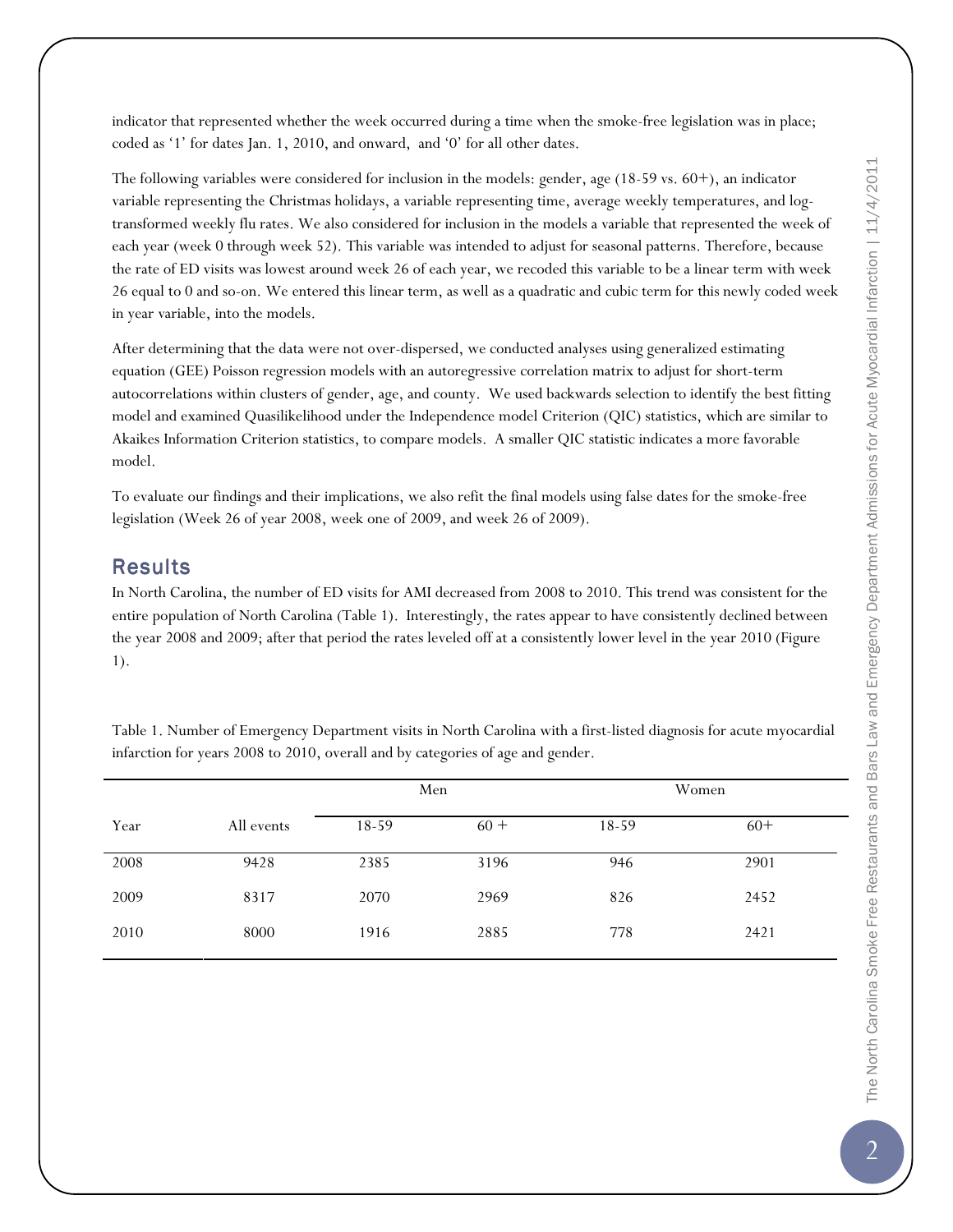indicator that represented whether the week occurred during a time when the smoke-free legislation was in place; coded as '1' for dates Jan. 1, 2010, and onward, and '0' for all other dates.

The following variables were considered for inclusion in the models: gender, age (18-59 vs. 60+), an indicator variable representing the Christmas holidays, a variable representing time, average weekly temperatures, and log-transformed weekly flu rates. We also considered for inclusion in the models a variable that represented the week of each year (week 0 through week 52). This variable was intended to adjust for seasonal patterns. Therefore, because the rate of ED visits was lowest around week 26 of each year, we recoded this variable to be a linear term with week 26 equal to 0 and so-on. We entered this linear term, as well as a quadratic and cubic term for this newly coded week in year variable, into the models.

After determining that the data were not over-dispersed, we conducted analyses using generalized estimating equation (GEE) Poisson regression models with an autoregressive correlation matrix to adjust for short-term autocorrelations within clusters of gender, age, and county. We used backwards selection to identify the best fitting model and examined Quasilikelihood under the Independence model Criterion (QIC) statistics, which are similar to Akaikes Information Criterion statistics, to compare models. A smaller QIC statistic indicates a more favorable model.

To evaluate our findings and their implications, we also refit the final models using false dates for the smoke-free legislation (Week 26 of year 2008, week one of 2009, and week 26 of 2009).

## Results

In North Carolina, the number of ED visits for AMI decreased from 2008 to 2010. This trend was consistent for the entire population of North Carolina (Table 1). Interestingly, the rates appear to have consistently declined between the year 2008 and 2009; after that period the rates leveled off at a consistently lower level in the year 2010 (Figure 1).

Table 1. Number of Emergency Department visits in North Carolina with a first-listed diagnosis for acute myocardial infarction for years 2008 to 2010, overall and by categories of age and gender.

| | | Men | | Women | |
|---|---|---|---|---|---|
| Year | All events | 18-59 | 60 + | 18-59 | 60+ |
| 2008 | 9428 | 2385 | 3196 | 946 | 2901 |
| 2009 | 8317 | 2070 | 2969 | 826 | 2452 |
| 2010 | 8000 | 1916 | 2885 | 778 | 2421 |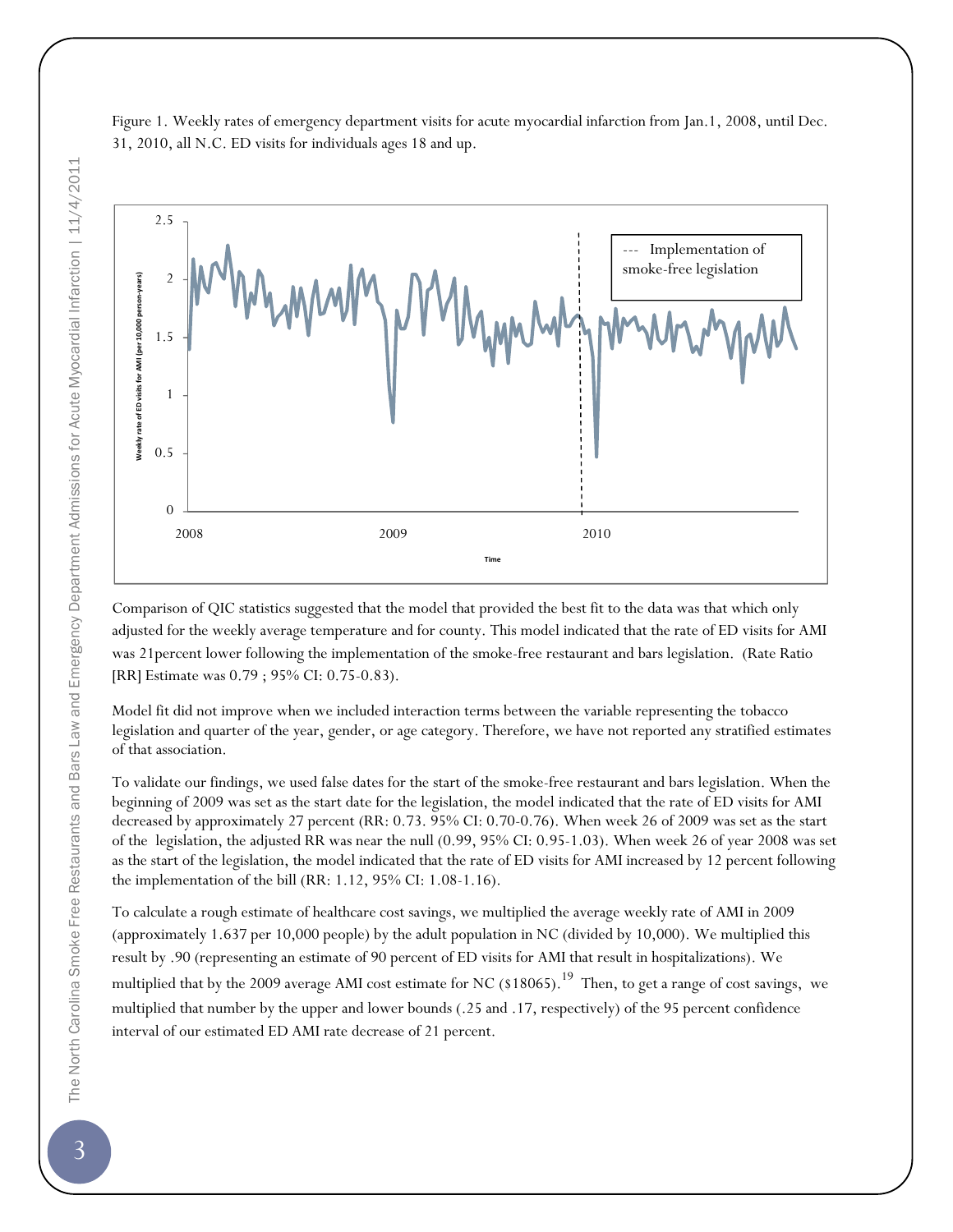Figure 1. Weekly rates of emergency department visits for acute myocardial infarction from Jan.1, 2008, until Dec. 31, 2010, all N.C. ED visits for individuals ages 18 and up.

Comparison of QIC statistics suggested that the model that provided the best fit to the data was that which only adjusted for the weekly average temperature and for county. This model indicated that the rate of ED visits for AMI was 21percent lower following the implementation of the smoke-free restaurant and bars legislation. (Rate Ratio [RR] Estimate was 0.79 ; 95% CI: 0.75-0.83).

Model fit did not improve when we included interaction terms between the variable representing the tobacco legislation and quarter of the year, gender, or age category. Therefore, we have not reported any stratified estimates of that association.

To validate our findings, we used false dates for the start of the smoke-free restaurant and bars legislation. When the beginning of 2009 was set as the start date for the legislation, the model indicated that the rate of ED visits for AMI decreased by approximately 27 percent (RR: 0.73. 95% CI: 0.70-0.76). When week 26 of 2009 was set as the start of the legislation, the adjusted RR was near the null (0.99, 95% CI: 0.95-1.03). When week 26 of year 2008 was set as the start of the legislation, the model indicated that the rate of ED visits for AMI increased by 12 percent following the implementation of the bill (RR: 1.12, 95% CI: 1.08-1.16).

To calculate a rough estimate of healthcare cost savings, we multiplied the average weekly rate of AMI in 2009 (approximately 1.637 per 10,000 people) by the adult population in NC (divided by 10,000). We multiplied this result by .90 (representing an estimate of 90 percent of ED visits for AMI that result in hospitalizations). We multiplied that by the 2009 average AMI cost estimate for NC ($18065).[19] Then, to get a range of cost savings, we multiplied that number by the upper and lower bounds (.25 and .17, respectively) of the 95 percent confidence interval of our estimated ED AMI rate decrease of 21 percent.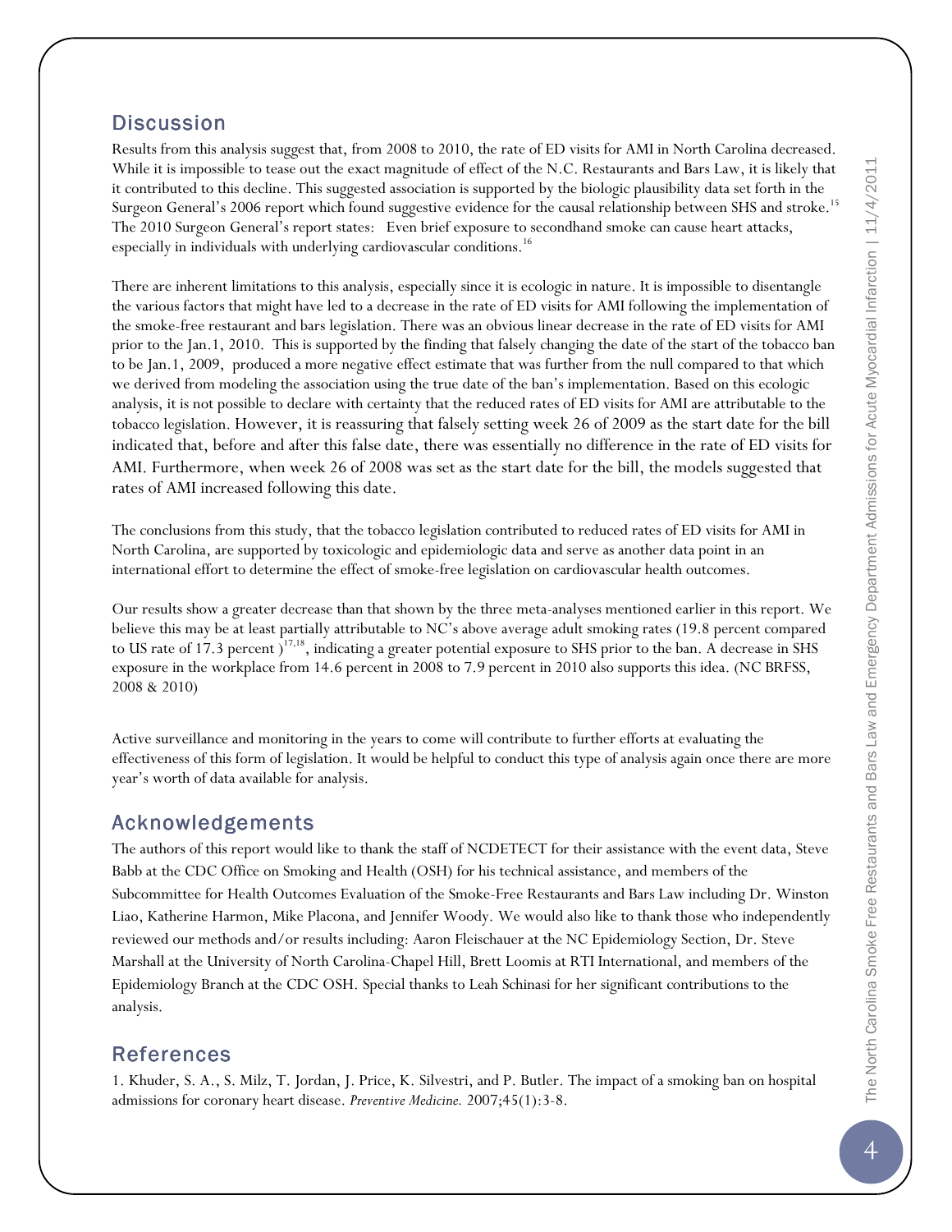## Discussion

Results from this analysis suggest that, from 2008 to 2010, the rate of ED visits for AMI in North Carolina decreased. While it is impossible to tease out the exact magnitude of effect of the N.C. Restaurants and Bars Law, it is likely that it contributed to this decline. This suggested association is supported by the biologic plausibility data set forth in the Surgeon General's 2006 report which found suggestive evidence for the causal relationship between SHS and stroke.[15] The 2010 Surgeon General's report states: Even brief exposure to secondhand smoke can cause heart attacks, especially in individuals with underlying cardiovascular conditions.[16]

There are inherent limitations to this analysis, especially since it is ecologic in nature. It is impossible to disentangle the various factors that might have led to a decrease in the rate of ED visits for AMI following the implementation of the smoke-free restaurant and bars legislation. There was an obvious linear decrease in the rate of ED visits for AMI prior to the Jan.1, 2010. This is supported by the finding that falsely changing the date of the start of the tobacco ban to be Jan.1, 2009, produced a more negative effect estimate that was further from the null compared to that which we derived from modeling the association using the true date of the ban's implementation. Based on this ecologic analysis, it is not possible to declare with certainty that the reduced rates of ED visits for AMI are attributable to the tobacco legislation. However, it is reassuring that falsely setting week 26 of 2009 as the start date for the bill indicated that, before and after this false date, there was essentially no difference in the rate of ED visits for AMI. Furthermore, when week 26 of 2008 was set as the start date for the bill, the models suggested that rates of AMI increased following this date.

The conclusions from this study, that the tobacco legislation contributed to reduced rates of ED visits for AMI in North Carolina, are supported by toxicologic and epidemiologic data and serve as another data point in an international effort to determine the effect of smoke-free legislation on cardiovascular health outcomes.

Our results show a greater decrease than that shown by the three meta-analyses mentioned earlier in this report. We believe this may be at least partially attributable to NC's above average adult smoking rates (19.8 percent compared to US rate of 17.3 percent )[17,18], indicating a greater potential exposure to SHS prior to the ban. A decrease in SHS exposure in the workplace from 14.6 percent in 2008 to 7.9 percent in 2010 also supports this idea. (NC BRFSS, 2008 & 2010)

Active surveillance and monitoring in the years to come will contribute to further efforts at evaluating the effectiveness of this form of legislation. It would be helpful to conduct this type of analysis again once there are more year's worth of data available for analysis.

## Acknowledgements

The authors of this report would like to thank the staff of NCDETECT for their assistance with the event data, Steve Babb at the CDC Office on Smoking and Health (OSH) for his technical assistance, and members of the Subcommittee for Health Outcomes Evaluation of the Smoke-Free Restaurants and Bars Law including Dr. Winston Liao, Katherine Harmon, Mike Placona, and Jennifer Woody. We would also like to thank those who independently reviewed our methods and/or results including: Aaron Fleischauer at the NC Epidemiology Section, Dr. Steve Marshall at the University of North Carolina-Chapel Hill, Brett Loomis at RTI International, and members of the Epidemiology Branch at the CDC OSH. Special thanks to Leah Schinasi for her significant contributions to the analysis.

## References

1. Khuder, S. A., S. Milz, T. Jordan, J. Price, K. Silvestri, and P. Butler. The impact of a smoking ban on hospital admissions for coronary heart disease. *Preventive Medicine.* 2007;45(1):3-8.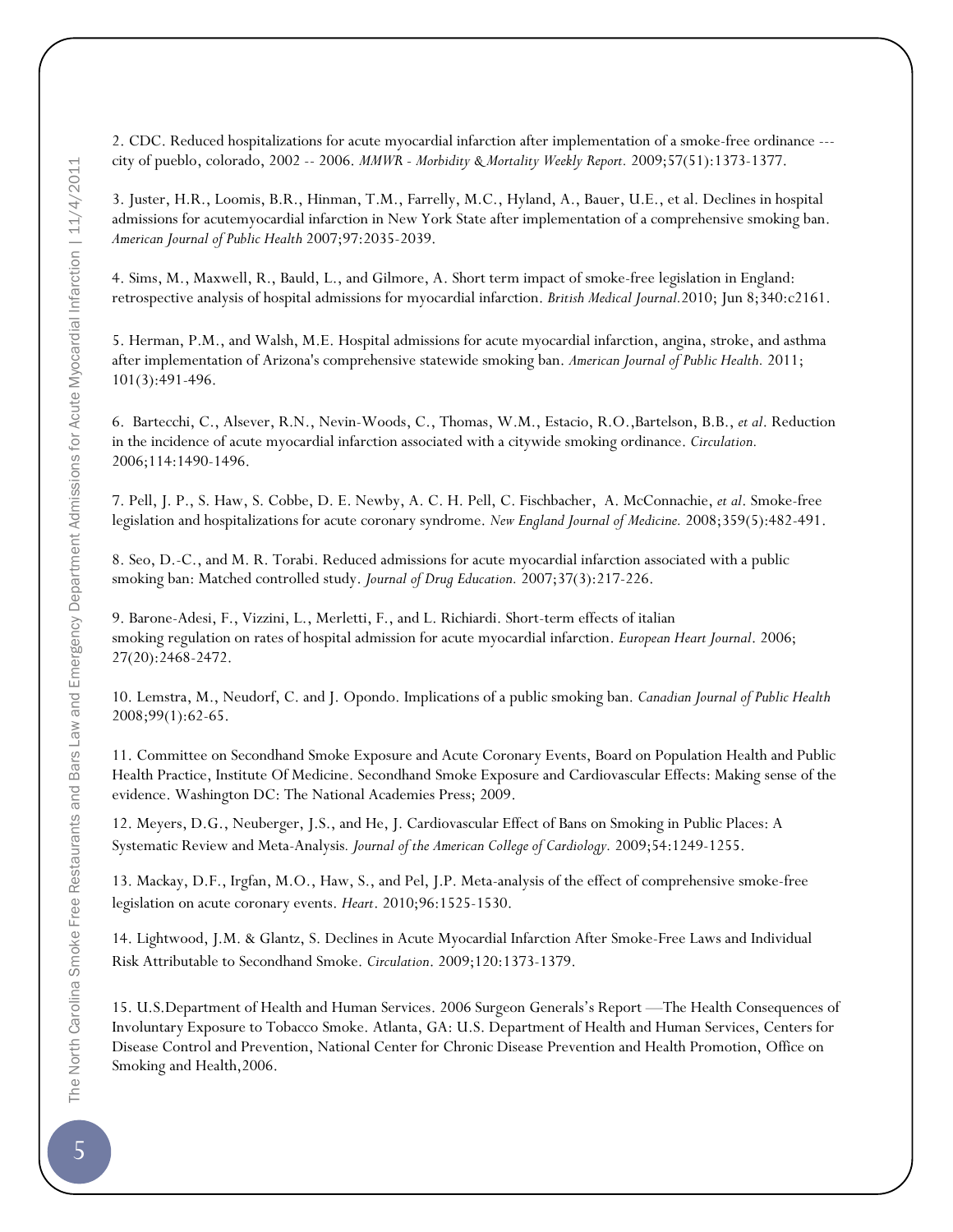2. CDC. Reduced hospitalizations for acute myocardial infarction after implementation of a smoke-free ordinance --- city of pueblo, colorado, 2002 -- 2006. *MMWR - Morbidity & Mortality Weekly Report.* 2009;57(51):1373-1377.

3. Juster, H.R., Loomis, B.R., Hinman, T.M., Farrelly, M.C., Hyland, A., Bauer, U.E., et al. Declines in hospital admissions for acutemyocardial infarction in New York State after implementation of a comprehensive smoking ban. *American Journal of Public Health* 2007;97:2035-2039.

4. Sims, M., Maxwell, R., Bauld, L., and Gilmore, A. Short term impact of smoke-free legislation in England: retrospective analysis of hospital admissions for myocardial infarction. *British Medical Journal.*2010; Jun 8;340:c2161.

5. Herman, P.M., and Walsh, M.E. Hospital admissions for acute myocardial infarction, angina, stroke, and asthma after implementation of Arizona's comprehensive statewide smoking ban. *American Journal of Public Health.* 2011; 101(3):491-496.

6. Bartecchi, C., Alsever, R.N., Nevin-Woods, C., Thomas, W.M., Estacio, R.O.,Bartelson, B.B., *et al*. Reduction in the incidence of acute myocardial infarction associated with a citywide smoking ordinance. *Circulation.* 2006;114:1490-1496.

7. Pell, J. P., S. Haw, S. Cobbe, D. E. Newby, A. C. H. Pell, C. Fischbacher, A. McConnachie, *et al*. Smoke-free legislation and hospitalizations for acute coronary syndrome. *New England Journal of Medicine.* 2008;359(5):482-491.

8. Seo, D.-C., and M. R. Torabi. Reduced admissions for acute myocardial infarction associated with a public smoking ban: Matched controlled study. *Journal of Drug Education.* 2007;37(3):217-226.

9. Barone-Adesi, F., Vizzini, L., Merletti, F., and L. Richiardi. Short-term effects of italian smoking regulation on rates of hospital admission for acute myocardial infarction. *European Heart Journal*. 2006; 27(20):2468-2472.

10. Lemstra, M., Neudorf, C. and J. Opondo. Implications of a public smoking ban. *Canadian Journal of Public Health* 2008;99(1):62-65.

11. Committee on Secondhand Smoke Exposure and Acute Coronary Events, Board on Population Health and Public Health Practice, Institute Of Medicine. Secondhand Smoke Exposure and Cardiovascular Effects: Making sense of the evidence. Washington DC: The National Academies Press; 2009.

12. Meyers, D.G., Neuberger, J.S., and He, J. Cardiovascular Effect of Bans on Smoking in Public Places: A Systematic Review and Meta-Analysis. *Journal of the American College of Cardiology.* 2009;54:1249-1255.

13. Mackay, D.F., Irgfan, M.O., Haw, S., and Pel, J.P. Meta-analysis of the effect of comprehensive smoke-free legislation on acute coronary events. *Heart*. 2010;96:1525-1530.

14. Lightwood, J.M. & Glantz, S. Declines in Acute Myocardial Infarction After Smoke-Free Laws and Individual Risk Attributable to Secondhand Smoke. *Circulation*. 2009;120:1373-1379.

15. U.S.Department of Health and Human Services. 2006 Surgeon Generals's Report —The Health Consequences of Involuntary Exposure to Tobacco Smoke. Atlanta, GA: U.S. Department of Health and Human Services, Centers for Disease Control and Prevention, National Center for Chronic Disease Prevention and Health Promotion, Office on Smoking and Health,2006.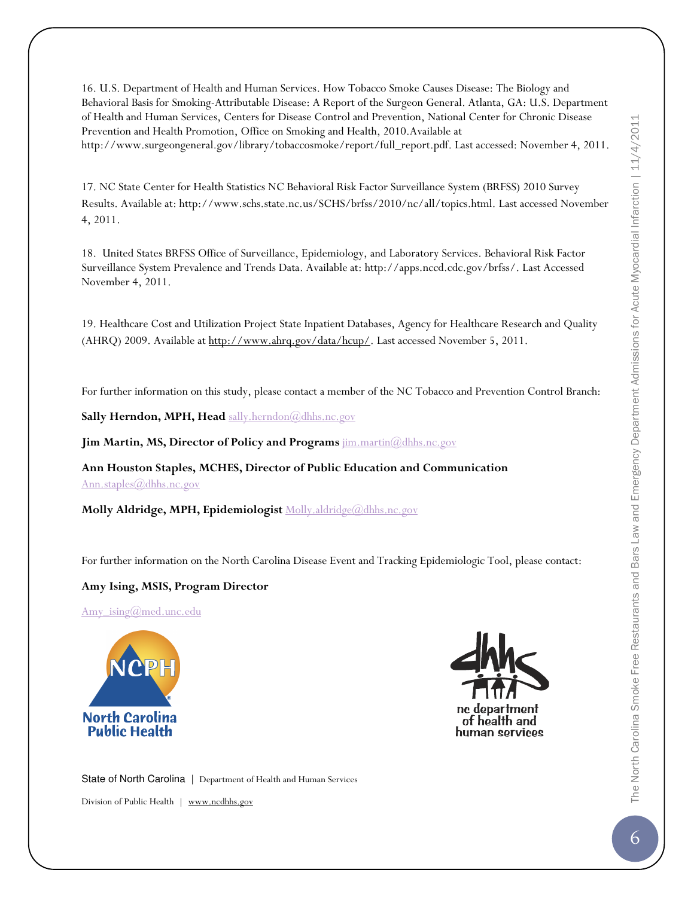16. U.S. Department of Health and Human Services. How Tobacco Smoke Causes Disease: The Biology and Behavioral Basis for Smoking-Attributable Disease: A Report of the Surgeon General. Atlanta, GA: U.S. Department of Health and Human Services, Centers for Disease Control and Prevention, National Center for Chronic Disease Prevention and Health Promotion, Office on Smoking and Health, 2010.Available at http://www.surgeongeneral.gov/library/tobaccosmoke/report/full_report.pdf. Last accessed: November 4, 2011.

17. NC State Center for Health Statistics NC Behavioral Risk Factor Surveillance System (BRFSS) 2010 Survey Results. Available at: http://www.schs.state.nc.us/SCHS/brfss/2010/nc/all/topics.html. Last accessed November 4, 2011.

18. United States BRFSS Office of Surveillance, Epidemiology, and Laboratory Services. Behavioral Risk Factor Surveillance System Prevalence and Trends Data. Available at: http://apps.nccd.cdc.gov/brfss/. Last Accessed November 4, 2011.

19. Healthcare Cost and Utilization Project State Inpatient Databases, Agency for Healthcare Research and Quality (AHRQ) 2009. Available at http://www.ahrq.gov/data/hcup/. Last accessed November 5, 2011.

For further information on this study, please contact a member of the NC Tobacco and Prevention Control Branch:

**Sally Herndon, MPH, Head** sally.herndon@dhhs.nc.gov

**Jim Martin, MS, Director of Policy and Programs** jim.martin@dhhs.nc.gov

**Ann Houston Staples, MCHES, Director of Public Education and Communication** Ann.staples@dhhs.nc.gov

**Molly Aldridge, MPH, Epidemiologist** Molly.aldridge@dhhs.nc.gov

For further information on the North Carolina Disease Event and Tracking Epidemiologic Tool, please contact:

**Amy Ising, MSIS, Program Director**

Amy_ising@med.unc.edu

NCPH North Carolina Public Health

dhhs nc department of health and human services

State of North Carolina | Department of Health and Human Services

Division of Public Health | www.ncdhhs.gov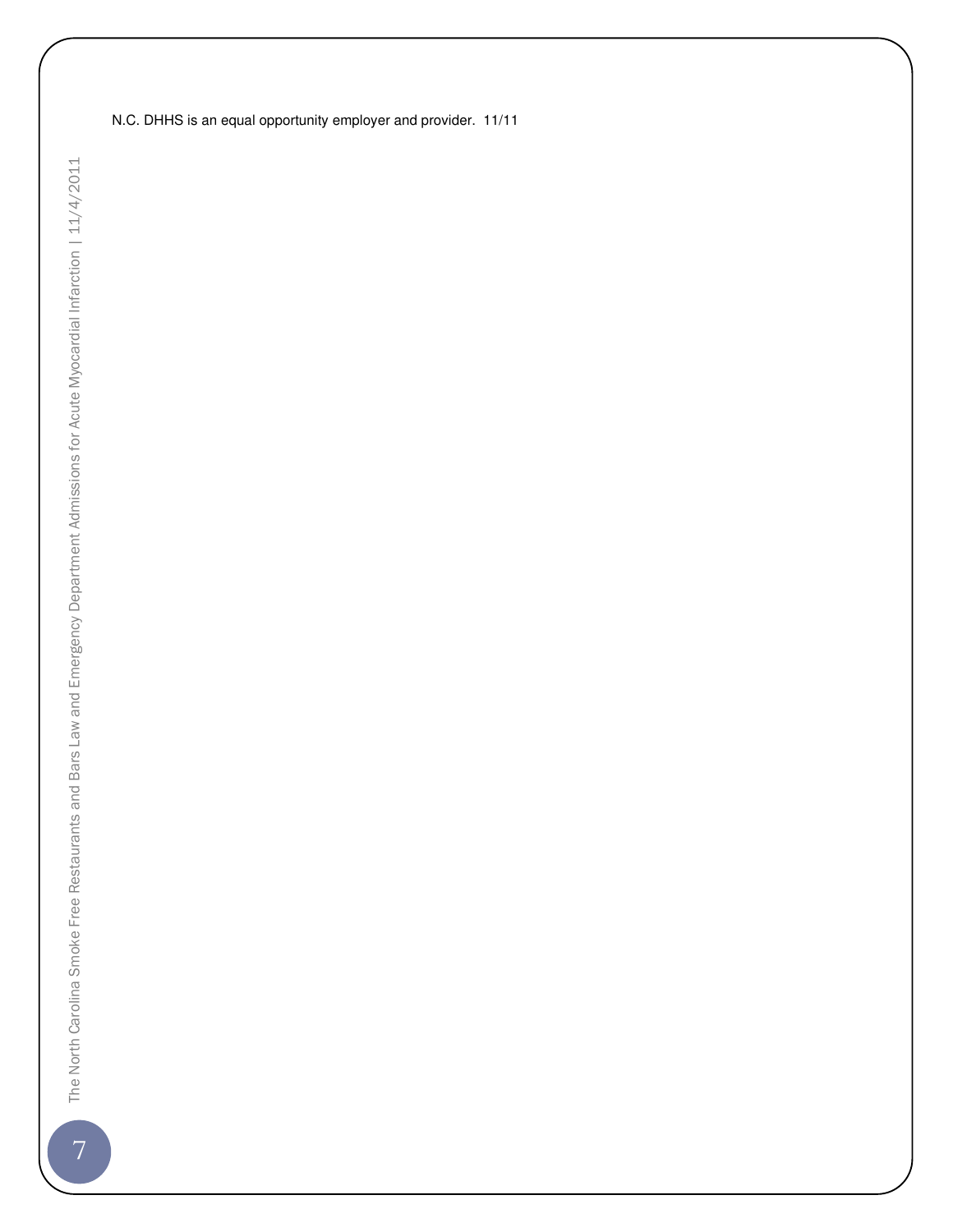N.C. DHHS is an equal opportunity employer and provider.  11/11